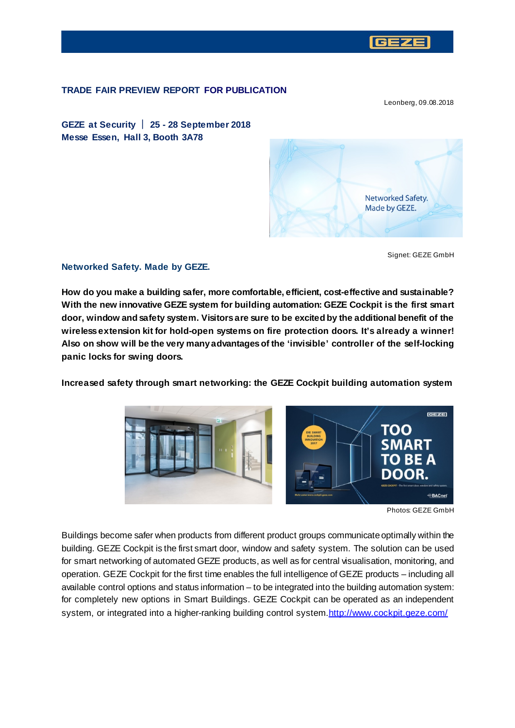**TRADE FAIR PREVIEW REPORT FOR PUBLICATION**

Leonberg, 09.08.2018

**GEZE at Security | 25 - 28 September 2018**
**Messe Essen, Hall 3, Booth 3A78**

Signet: GEZE GmbH

## Networked Safety. Made by GEZE.

**How do you make a building safer, more comfortable, efficient, cost-effective and sustainable? With the new innovative GEZE system for building automation: GEZE Cockpit is the first smart door, window and safety system. Visitors are sure to be excited by the additional benefit of the wireless extension kit for hold-open systems on fire protection doors. It's already a winner! Also on show will be the very many advantages of the 'invisible' controller of the self-locking panic locks for swing doors.**

**Increased safety through smart networking: the GEZE Cockpit building automation system**

Photos: GEZE GmbH

Buildings become safer when products from different product groups communicate optimally within the building. GEZE Cockpit is the first smart door, window and safety system. The solution can be used for smart networking of automated GEZE products, as well as for central visualisation, monitoring, and operation. GEZE Cockpit for the first time enables the full intelligence of GEZE products – including all available control options and status information – to be integrated into the building automation system: for completely new options in Smart Buildings. GEZE Cockpit can be operated as an independent system, or integrated into a higher-ranking building control system. http://www.cockpit.geze.com/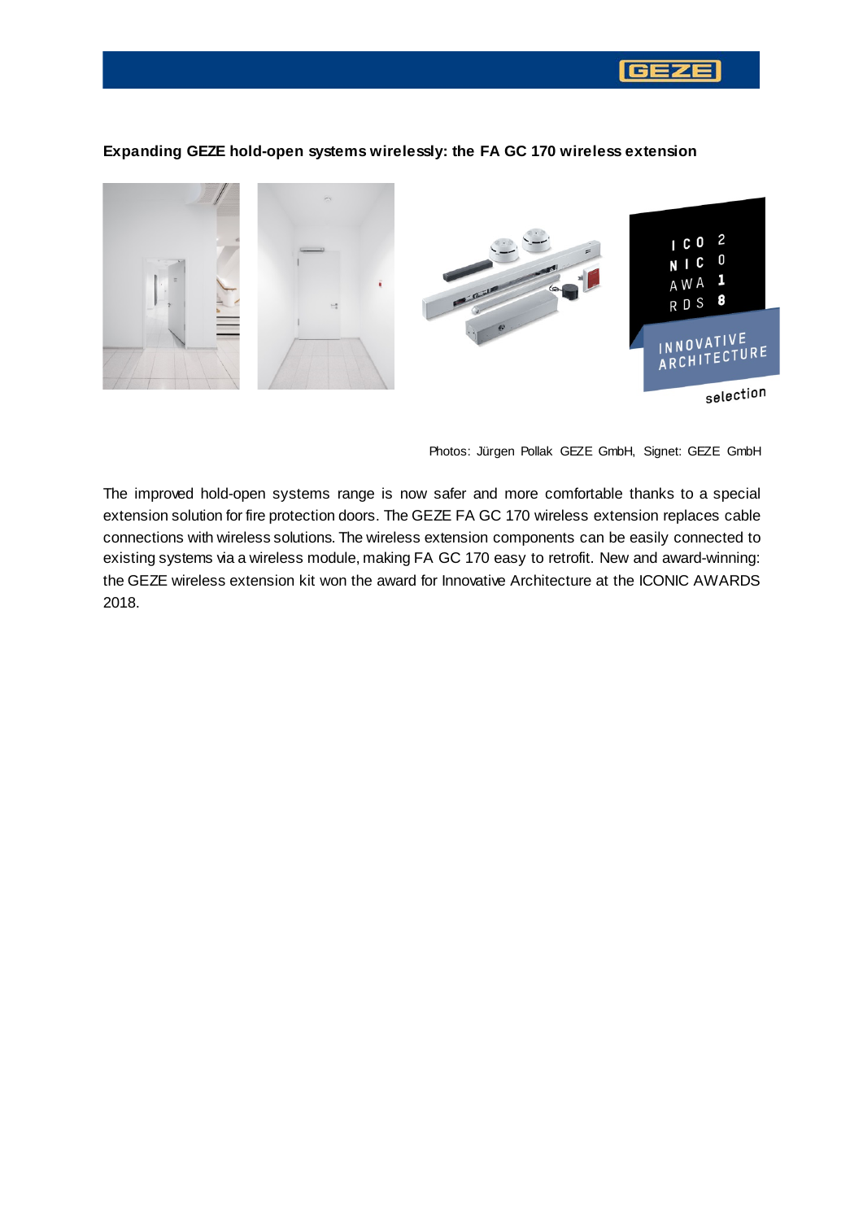**Expanding GEZE hold-open systems wirelessly: the FA GC 170 wireless extension**

Photos: Jürgen Pollak GEZE GmbH, Signet: GEZE GmbH

The improved hold-open systems range is now safer and more comfortable thanks to a special extension solution for fire protection doors. The GEZE FA GC 170 wireless extension replaces cable connections with wireless solutions. The wireless extension components can be easily connected to existing systems via a wireless module, making FA GC 170 easy to retrofit. New and award-winning: the GEZE wireless extension kit won the award for Innovative Architecture at the ICONIC AWARDS 2018.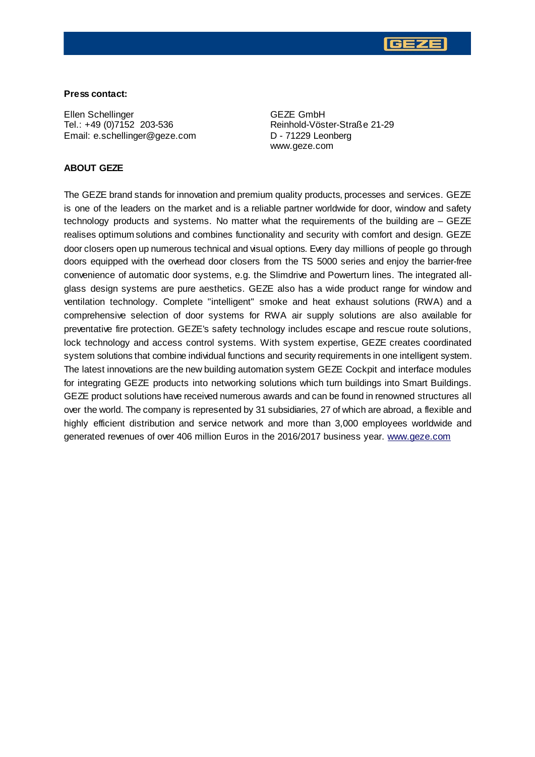**Press contact:**

Ellen Schellinger
Tel.: +49 (0)7152 203-536
Email: e.schellinger@geze.com

GEZE GmbH
Reinhold-Vöster-Straße 21-29
D - 71229 Leonberg
www.geze.com

**ABOUT GEZE**

The GEZE brand stands for innovation and premium quality products, processes and services. GEZE is one of the leaders on the market and is a reliable partner worldwide for door, window and safety technology products and systems. No matter what the requirements of the building are – GEZE realises optimum solutions and combines functionality and security with comfort and design. GEZE door closers open up numerous technical and visual options. Every day millions of people go through doors equipped with the overhead door closers from the TS 5000 series and enjoy the barrier-free convenience of automatic door systems, e.g. the Slimdrive and Powerturn lines. The integrated all-glass design systems are pure aesthetics. GEZE also has a wide product range for window and ventilation technology. Complete "intelligent" smoke and heat exhaust solutions (RWA) and a comprehensive selection of door systems for RWA air supply solutions are also available for preventative fire protection. GEZE's safety technology includes escape and rescue route solutions, lock technology and access control systems. With system expertise, GEZE creates coordinated system solutions that combine individual functions and security requirements in one intelligent system. The latest innovations are the new building automation system GEZE Cockpit and interface modules for integrating GEZE products into networking solutions which turn buildings into Smart Buildings. GEZE product solutions have received numerous awards and can be found in renowned structures all over the world. The company is represented by 31 subsidiaries, 27 of which are abroad, a flexible and highly efficient distribution and service network and more than 3,000 employees worldwide and generated revenues of over 406 million Euros in the 2016/2017 business year. [www.geze.com](http://www.geze.com)